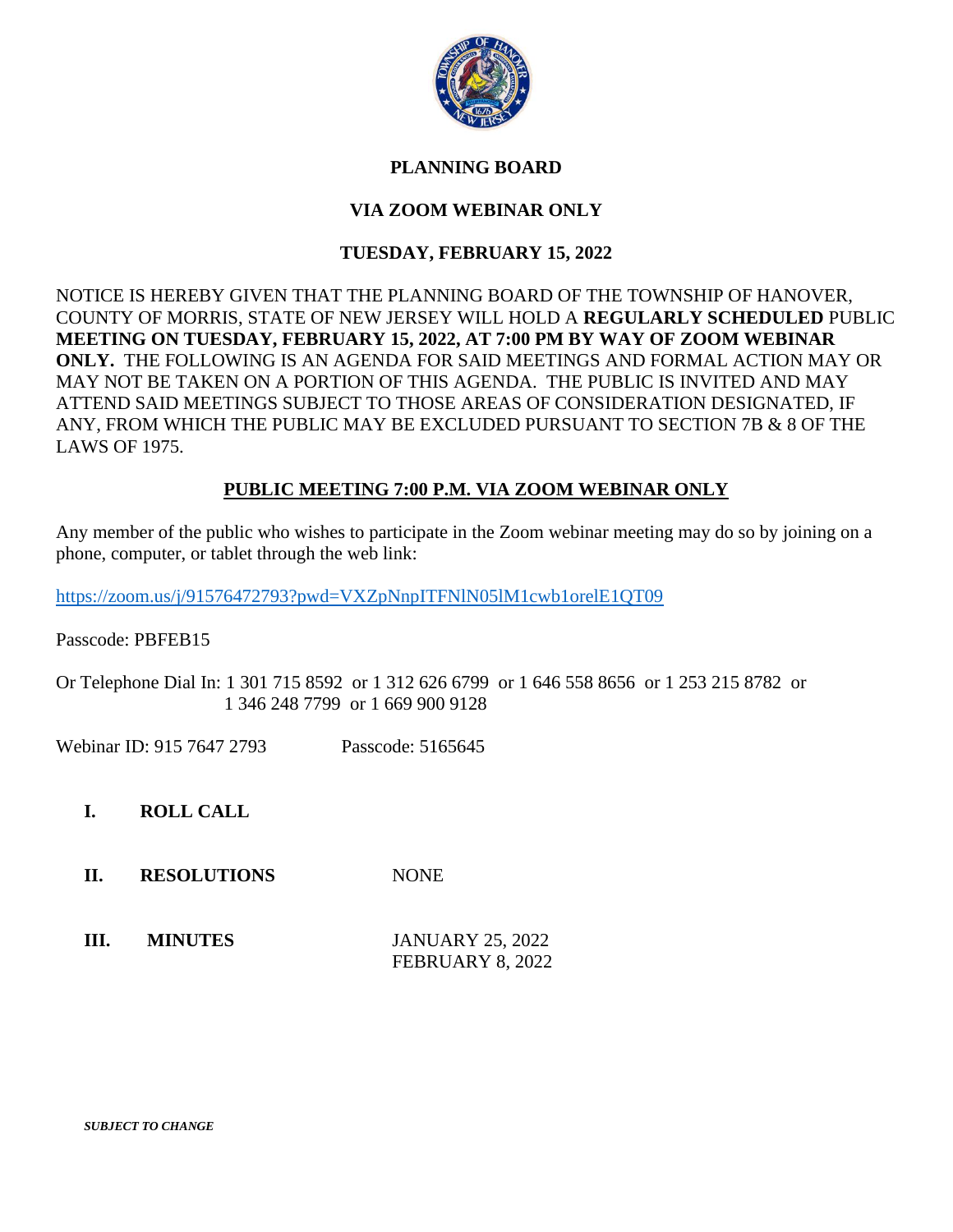# PLANNING BOARD

## VIA ZOOM WEBINAR ONLY

## TUESDAY, FEBRUARY 15, 2022

NOTICE IS HEREBY GIVEN THAT THE PLANNING BOARD OF THE TOWNSHIP OF HANOVER, COUNTY OF MORRIS, STATE OF NEW JERSEY WILL HOLD A **REGULARLY SCHEDULED** PUBLIC **MEETING ON TUESDAY, FEBRUARY 15, 2022, AT 7:00 PM BY WAY OF ZOOM WEBINAR ONLY.** THE FOLLOWING IS AN AGENDA FOR SAID MEETINGS AND FORMAL ACTION MAY OR MAY NOT BE TAKEN ON A PORTION OF THIS AGENDA. THE PUBLIC IS INVITED AND MAY ATTEND SAID MEETINGS SUBJECT TO THOSE AREAS OF CONSIDERATION DESIGNATED, IF ANY, FROM WHICH THE PUBLIC MAY BE EXCLUDED PURSUANT TO SECTION 7B & 8 OF THE LAWS OF 1975.

**PUBLIC MEETING 7:00 P.M. VIA ZOOM WEBINAR ONLY**

Any member of the public who wishes to participate in the Zoom webinar meeting may do so by joining on a phone, computer, or tablet through the web link:

https://zoom.us/j/91576472793?pwd=VXZpNnpITFNlN05lM1cwb1orelE1QT09

Passcode: PBFEB15

Or Telephone Dial In: 1 301 715 8592 or 1 312 626 6799 or 1 646 558 8656 or 1 253 215 8782 or 1 346 248 7799 or 1 669 900 9128

Webinar ID: 915 7647 2793 Passcode: 5165645

**I. ROLL CALL**

**II. RESOLUTIONS** NONE

**III. MINUTES** JANUARY 25, 2022
FEBRUARY 8, 2022

***SUBJECT TO CHANGE***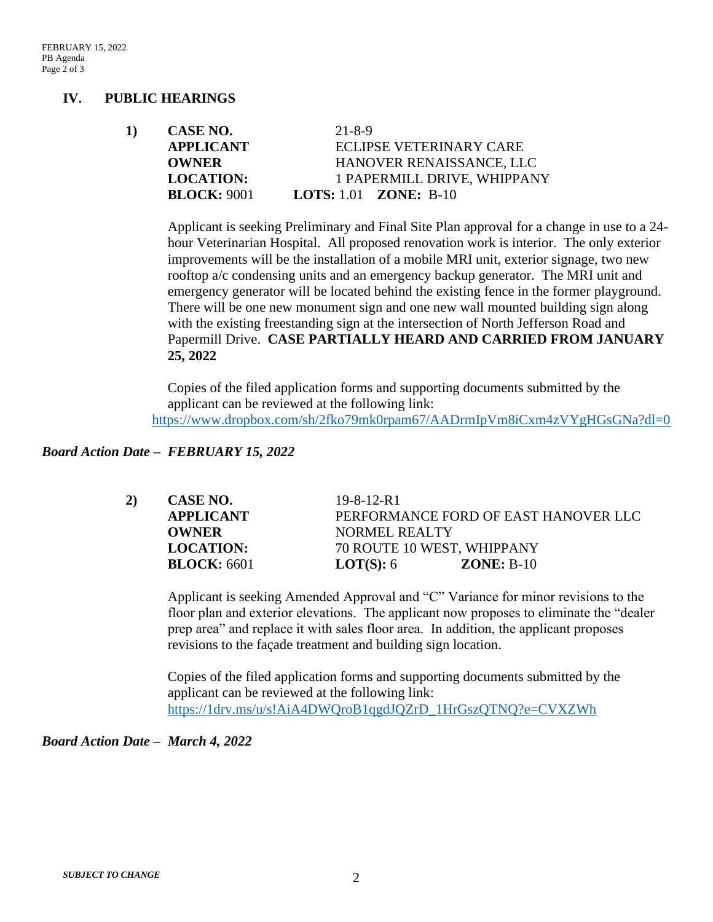## IV. PUBLIC HEARINGS

**1)**

**CASE NO.** 21-8-9
**APPLICANT** ECLIPSE VETERINARY CARE
**OWNER** HANOVER RENAISSANCE, LLC
**LOCATION:** 1 PAPERMILL DRIVE, WHIPPANY
**BLOCK:** 9001 **LOTS:** 1.01 **ZONE:** B-10

Applicant is seeking Preliminary and Final Site Plan approval for a change in use to a 24-hour Veterinarian Hospital. All proposed renovation work is interior. The only exterior improvements will be the installation of a mobile MRI unit, exterior signage, two new rooftop a/c condensing units and an emergency backup generator. The MRI unit and emergency generator will be located behind the existing fence in the former playground. There will be one new monument sign and one new wall mounted building sign along with the existing freestanding sign at the intersection of North Jefferson Road and Papermill Drive. **CASE PARTIALLY HEARD AND CARRIED FROM JANUARY 25, 2022**

Copies of the filed application forms and supporting documents submitted by the applicant can be reviewed at the following link:
https://www.dropbox.com/sh/2fko79mk0rpam67/AADrmIpVm8iCxm4zVYgHGsGNa?dl=0

***Board Action Date – FEBRUARY 15, 2022***

**2)**

**CASE NO.** 19-8-12-R1
**APPLICANT** PERFORMANCE FORD OF EAST HANOVER LLC
**OWNER** NORMEL REALTY
**LOCATION:** 70 ROUTE 10 WEST, WHIPPANY
**BLOCK:** 6601 **LOT(S):** 6 **ZONE:** B-10

Applicant is seeking Amended Approval and "C" Variance for minor revisions to the floor plan and exterior elevations. The applicant now proposes to eliminate the "dealer prep area" and replace it with sales floor area. In addition, the applicant proposes revisions to the façade treatment and building sign location.

Copies of the filed application forms and supporting documents submitted by the applicant can be reviewed at the following link:
https://1drv.ms/u/s!AiA4DWQroB1qgdJQZrD_1HrGszQTNQ?e=CVXZWh

***Board Action Date – March 4, 2022***

***SUBJECT TO CHANGE***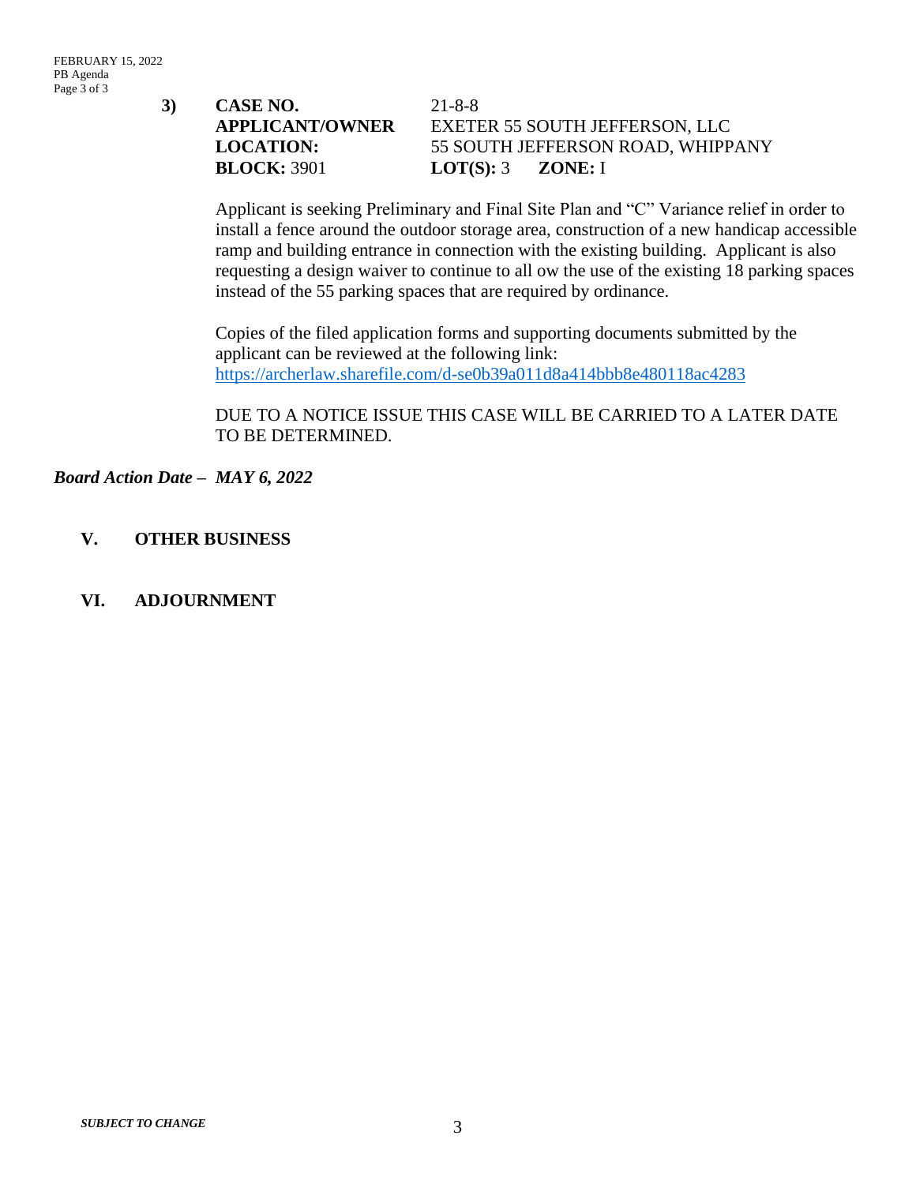**3) CASE NO.** 21-8-8
**APPLICANT/OWNER** EXETER 55 SOUTH JEFFERSON, LLC
**LOCATION:** 55 SOUTH JEFFERSON ROAD, WHIPPANY
**BLOCK:** 3901 **LOT(S):** 3 **ZONE:** I

Applicant is seeking Preliminary and Final Site Plan and "C" Variance relief in order to install a fence around the outdoor storage area, construction of a new handicap accessible ramp and building entrance in connection with the existing building. Applicant is also requesting a design waiver to continue to all ow the use of the existing 18 parking spaces instead of the 55 parking spaces that are required by ordinance.

Copies of the filed application forms and supporting documents submitted by the applicant can be reviewed at the following link:
https://archerlaw.sharefile.com/d-se0b39a011d8a414bbb8e480118ac4283

DUE TO A NOTICE ISSUE THIS CASE WILL BE CARRIED TO A LATER DATE TO BE DETERMINED.

***Board Action Date – MAY 6, 2022***

## V. OTHER BUSINESS

## VI. ADJOURNMENT

***SUBJECT TO CHANGE***